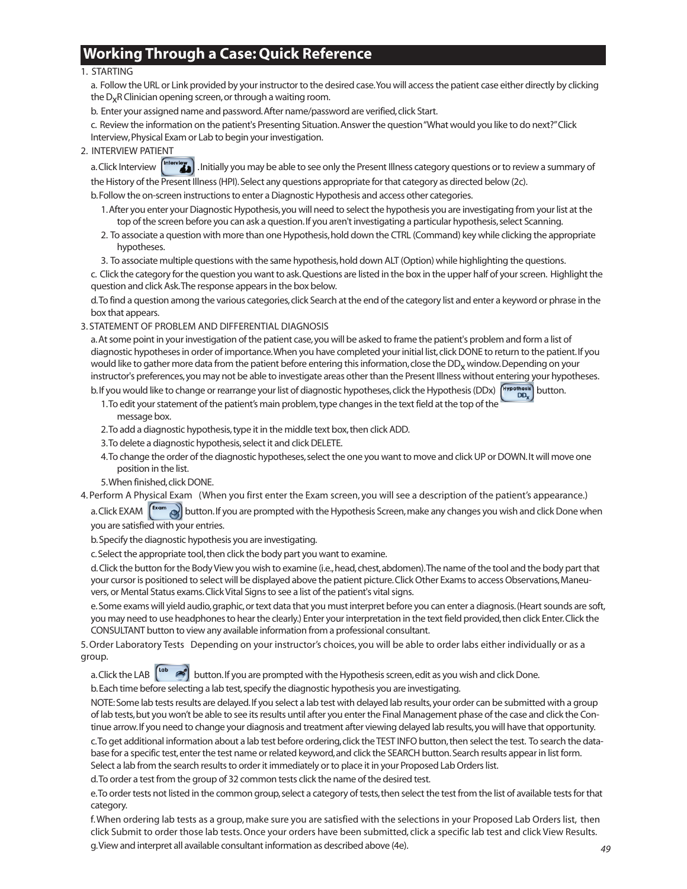# Working Through a Case: Quick Reference

1. STARTING

   a. Follow the URL or Link provided by your instructor to the desired case. You will access the patient case either directly by clicking the $D_X$R Clinician opening screen, or through a waiting room.

   b. Enter your assigned name and password. After name/password are verified, click Start.

   c. Review the information on the patient's Presenting Situation. Answer the question "What would you like to do next?" Click Interview, Physical Exam or Lab to begin your investigation.

2. INTERVIEW PATIENT

   a. Click Interview . Initially you may be able to see only the Present Illness category questions or to review a summary of the History of the Present Illness (HPI). Select any questions appropriate for that category as directed below (2c).

   b. Follow the on-screen instructions to enter a Diagnostic Hypothesis and access other categories.

      1. After you enter your Diagnostic Hypothesis, you will need to select the hypothesis you are investigating from your list at the top of the screen before you can ask a question. If you aren't investigating a particular hypothesis, select Scanning.
      2. To associate a question with more than one Hypothesis, hold down the CTRL (Command) key while clicking the appropriate hypotheses.
      3. To associate multiple questions with the same hypothesis, hold down ALT (Option) while highlighting the questions.

   c. Click the category for the question you want to ask. Questions are listed in the box in the upper half of your screen. Highlight the question and click Ask. The response appears in the box below.

   d. To find a question among the various categories, click Search at the end of the category list and enter a keyword or phrase in the box that appears.

3. STATEMENT OF PROBLEM AND DIFFERENTIAL DIAGNOSIS

   a. At some point in your investigation of the patient case, you will be asked to frame the patient's problem and form a list of diagnostic hypotheses in order of importance. When you have completed your initial list, click DONE to return to the patient. If you would like to gather more data from the patient before entering this information, close the $DD_X$ window. Depending on your instructor's preferences, you may not be able to investigate areas other than the Present Illness without entering your hypotheses.

   b. If you would like to change or rearrange your list of diagnostic hypotheses, click the Hypothesis (DDx) button.

      1. To edit your statement of the patient's main problem, type changes in the text field at the top of the message box.
      2. To add a diagnostic hypothesis, type it in the middle text box, then click ADD.
      3. To delete a diagnostic hypothesis, select it and click DELETE.
      4. To change the order of the diagnostic hypotheses, select the one you want to move and click UP or DOWN. It will move one position in the list.
      5. When finished, click DONE.

4. Perform A Physical Exam (When you first enter the Exam screen, you will see a description of the patient's appearance.)

   a. Click EXAM button. If you are prompted with the Hypothesis Screen, make any changes you wish and click Done when you are satisfied with your entries.

   b. Specify the diagnostic hypothesis you are investigating.

   c. Select the appropriate tool, then click the body part you want to examine.

   d. Click the button for the Body View you wish to examine (i.e., head, chest, abdomen). The name of the tool and the body part that your cursor is positioned to select will be displayed above the patient picture. Click Other Exams to access Observations, Maneuvers, or Mental Status exams. Click Vital Signs to see a list of the patient's vital signs.

   e. Some exams will yield audio, graphic, or text data that you must interpret before you can enter a diagnosis. (Heart sounds are soft, you may need to use headphones to hear the clearly.) Enter your interpretation in the text field provided, then click Enter. Click the CONSULTANT button to view any available information from a professional consultant.

5. Order Laboratory Tests Depending on your instructor's choices, you will be able to order labs either individually or as a group.

   a. Click the LAB button. If you are prompted with the Hypothesis screen, edit as you wish and click Done.

   b. Each time before selecting a lab test, specify the diagnostic hypothesis you are investigating.

   NOTE: Some lab tests results are delayed. If you select a lab test with delayed lab results, your order can be submitted with a group of lab tests, but you won't be able to see its results until after you enter the Final Management phase of the case and click the Continue arrow. If you need to change your diagnosis and treatment after viewing delayed lab results, you will have that opportunity.

   c. To get additional information about a lab test before ordering, click the TEST INFO button, then select the test. To search the database for a specific test, enter the test name or related keyword, and click the SEARCH button. Search results appear in list form. Select a lab from the search results to order it immediately or to place it in your Proposed Lab Orders list.

   d. To order a test from the group of 32 common tests click the name of the desired test.

   e. To order tests not listed in the common group, select a category of tests, then select the test from the list of available tests for that category.

   f. When ordering lab tests as a group, make sure you are satisfied with the selections in your Proposed Lab Orders list, then click Submit to order those lab tests. Once your orders have been submitted, click a specific lab test and click View Results.

   g. View and interpret all available consultant information as described above (4e).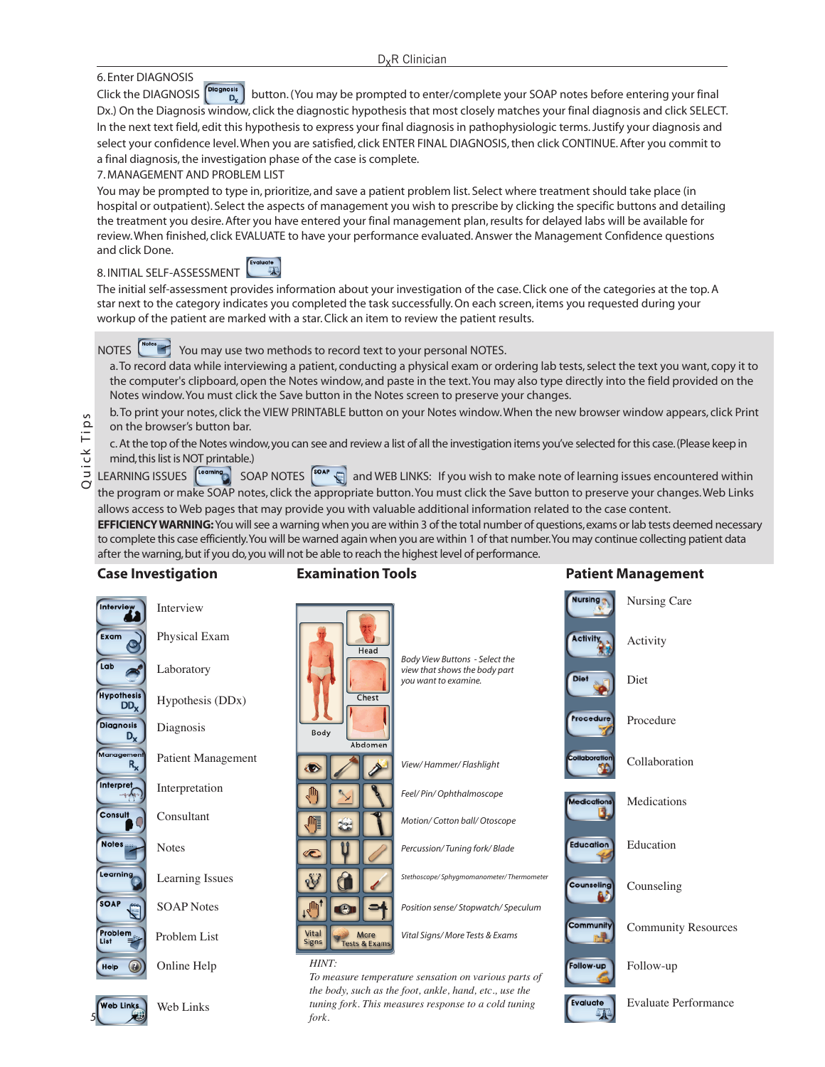6. Enter DIAGNOSIS

Click the DIAGNOSIS button. (You may be prompted to enter/complete your SOAP notes before entering your final Dx.) On the Diagnosis window, click the diagnostic hypothesis that most closely matches your final diagnosis and click SELECT. In the next text field, edit this hypothesis to express your final diagnosis in pathophysiologic terms. Justify your diagnosis and select your confidence level. When you are satisfied, click ENTER FINAL DIAGNOSIS, then click CONTINUE. After you commit to a final diagnosis, the investigation phase of the case is complete.

7. MANAGEMENT AND PROBLEM LIST

You may be prompted to type in, prioritize, and save a patient problem list. Select where treatment should take place (in hospital or outpatient). Select the aspects of management you wish to prescribe by clicking the specific buttons and detailing the treatment you desire. After you have entered your final management plan, results for delayed labs will be available for review. When finished, click EVALUATE to have your performance evaluated. Answer the Management Confidence questions and click Done.

8. INITIAL SELF-ASSESSMENT

The initial self-assessment provides information about your investigation of the case. Click one of the categories at the top. A star next to the category indicates you completed the task successfully. On each screen, items you requested during your workup of the patient are marked with a star. Click an item to review the patient results.

## Quick Tips

NOTES You may use two methods to record text to your personal NOTES.

a. To record data while interviewing a patient, conducting a physical exam or ordering lab tests, select the text you want, copy it to the computer's clipboard, open the Notes window, and paste in the text. You may also type directly into the field provided on the Notes window. You must click the Save button in the Notes screen to preserve your changes.

b. To print your notes, click the VIEW PRINTABLE button on your Notes window. When the new browser window appears, click Print on the browser's button bar.

c. At the top of the Notes window, you can see and review a list of all the investigation items you've selected for this case. (Please keep in mind, this list is NOT printable.)

LEARNING ISSUES SOAP NOTES and WEB LINKS: If you wish to make note of learning issues encountered within the program or make SOAP notes, click the appropriate button. You must click the Save button to preserve your changes. Web Links allows access to Web pages that may provide you with valuable additional information related to the case content.

**EFFICIENCY WARNING:** You will see a warning when you are within 3 of the total number of questions, exams or lab tests deemed necessary to complete this case efficiently. You will be warned again when you are within 1 of that number. You may continue collecting patient data after the warning, but if you do, you will not be able to reach the highest level of performance.

## Case Investigation

- Interview
- Physical Exam
- Laboratory
- Hypothesis (DDx)
- Diagnosis
- Patient Management
- Interpretation
- Consultant
- Notes
- Learning Issues
- SOAP Notes
- Problem List
- Online Help
- Web Links

## Examination Tools

Head

Chest

Body

Abdomen

*Body View Buttons - Select the view that shows the body part you want to examine.*

*View/ Hammer/ Flashlight*

*Feel/ Pin/ Ophthalmoscope*

*Motion/ Cotton ball/ Otoscope*

*Percussion/ Tuning fork/ Blade*

*Stethoscope/ Sphygmomanometer/ Thermometer*

*Position sense/ Stopwatch/ Speculum*

Vital Signs | More Tests & Exams

*Vital Signs/ More Tests & Exams*

*HINT:*
*To measure temperature sensation on various parts of the body, such as the foot, ankle, hand, etc., use the tuning fork. This measures response to a cold tuning fork.*

## Patient Management

- Nursing Care
- Activity
- Diet
- Procedure
- Collaboration
- Medications
- Education
- Counseling
- Community Resources
- Follow-up
- Evaluate Performance